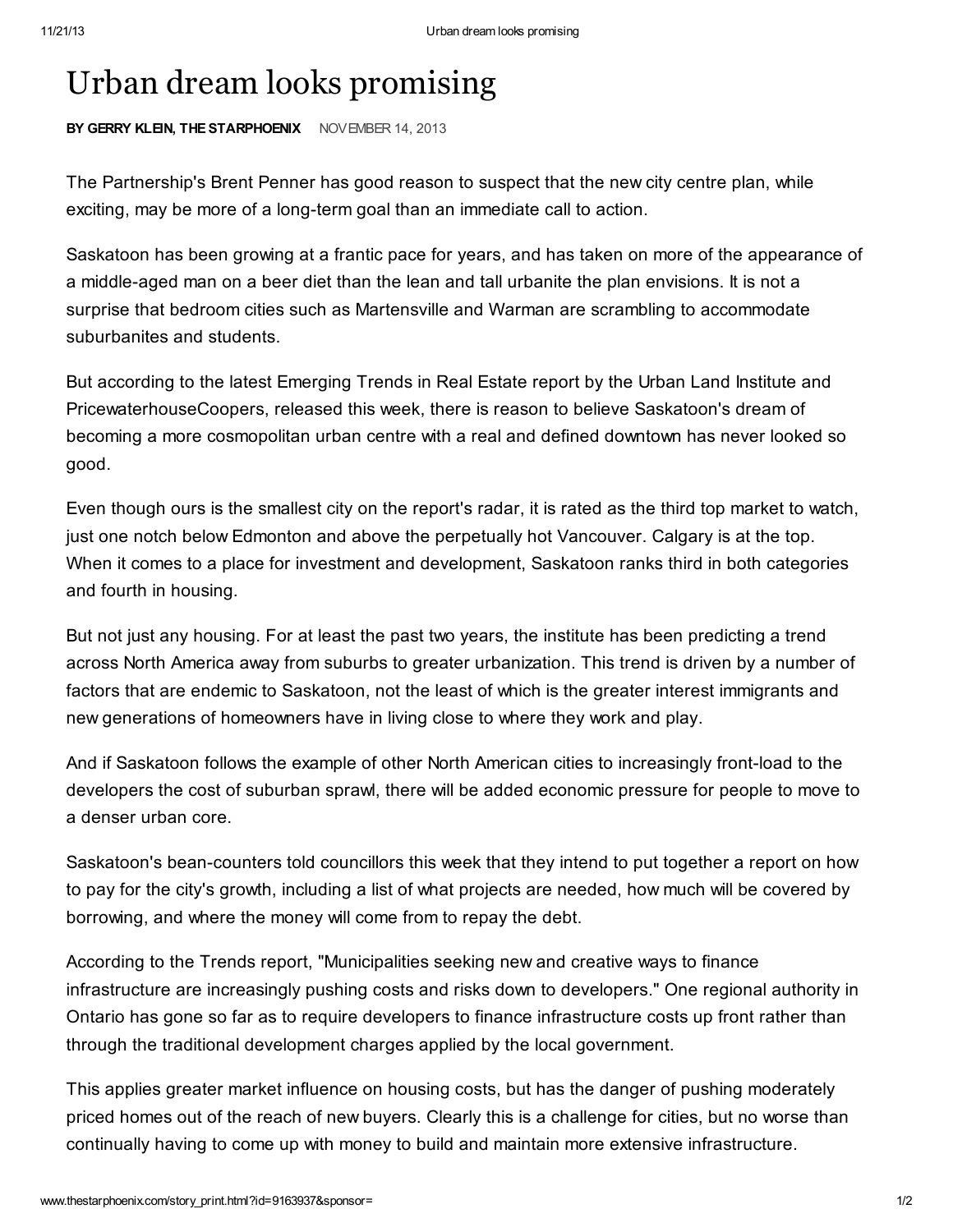# Urban dream looks promising

**BY GERRY KLEIN, THE STARPHOENIX** NOVEMBER 14, 2013

The Partnership's Brent Penner has good reason to suspect that the new city centre plan, while exciting, may be more of a long-term goal than an immediate call to action.

Saskatoon has been growing at a frantic pace for years, and has taken on more of the appearance of a middle-aged man on a beer diet than the lean and tall urbanite the plan envisions. It is not a surprise that bedroom cities such as Martensville and Warman are scrambling to accommodate suburbanites and students.

But according to the latest Emerging Trends in Real Estate report by the Urban Land Institute and PricewaterhouseCoopers, released this week, there is reason to believe Saskatoon's dream of becoming a more cosmopolitan urban centre with a real and defined downtown has never looked so good.

Even though ours is the smallest city on the report's radar, it is rated as the third top market to watch, just one notch below Edmonton and above the perpetually hot Vancouver. Calgary is at the top. When it comes to a place for investment and development, Saskatoon ranks third in both categories and fourth in housing.

But not just any housing. For at least the past two years, the institute has been predicting a trend across North America away from suburbs to greater urbanization. This trend is driven by a number of factors that are endemic to Saskatoon, not the least of which is the greater interest immigrants and new generations of homeowners have in living close to where they work and play.

And if Saskatoon follows the example of other North American cities to increasingly front-load to the developers the cost of suburban sprawl, there will be added economic pressure for people to move to a denser urban core.

Saskatoon's bean-counters told councillors this week that they intend to put together a report on how to pay for the city's growth, including a list of what projects are needed, how much will be covered by borrowing, and where the money will come from to repay the debt.

According to the Trends report, "Municipalities seeking new and creative ways to finance infrastructure are increasingly pushing costs and risks down to developers." One regional authority in Ontario has gone so far as to require developers to finance infrastructure costs up front rather than through the traditional development charges applied by the local government.

This applies greater market influence on housing costs, but has the danger of pushing moderately priced homes out of the reach of new buyers. Clearly this is a challenge for cities, but no worse than continually having to come up with money to build and maintain more extensive infrastructure.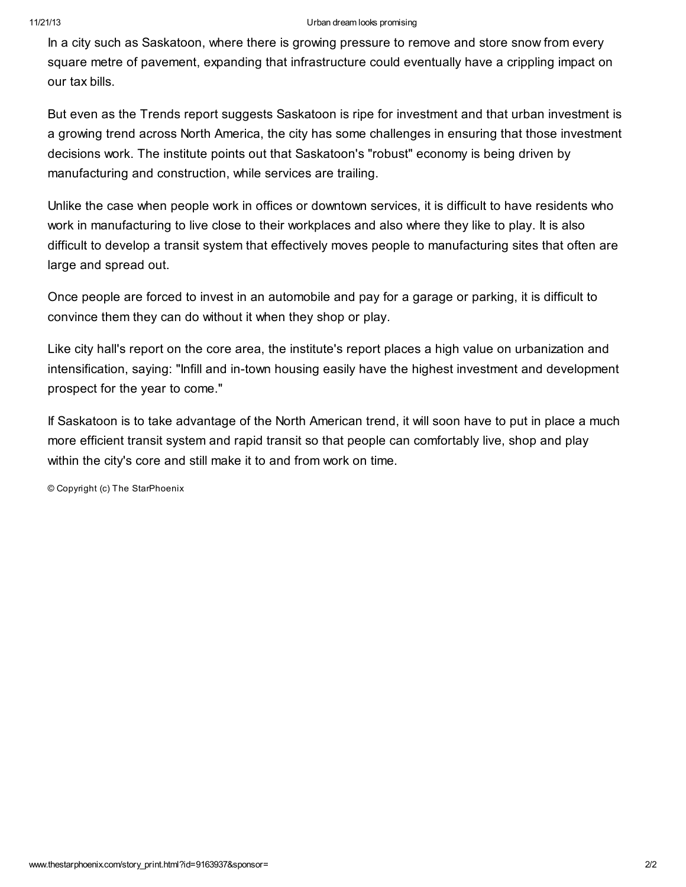In a city such as Saskatoon, where there is growing pressure to remove and store snow from every square metre of pavement, expanding that infrastructure could eventually have a crippling impact on our tax bills.

But even as the Trends report suggests Saskatoon is ripe for investment and that urban investment is a growing trend across North America, the city has some challenges in ensuring that those investment decisions work. The institute points out that Saskatoon's "robust" economy is being driven by manufacturing and construction, while services are trailing.

Unlike the case when people work in offices or downtown services, it is difficult to have residents who work in manufacturing to live close to their workplaces and also where they like to play. It is also difficult to develop a transit system that effectively moves people to manufacturing sites that often are large and spread out.

Once people are forced to invest in an automobile and pay for a garage or parking, it is difficult to convince them they can do without it when they shop or play.

Like city hall's report on the core area, the institute's report places a high value on urbanization and intensification, saying: "Infill and in-town housing easily have the highest investment and development prospect for the year to come."

If Saskatoon is to take advantage of the North American trend, it will soon have to put in place a much more efficient transit system and rapid transit so that people can comfortably live, shop and play within the city's core and still make it to and from work on time.

© Copyright (c) The StarPhoenix